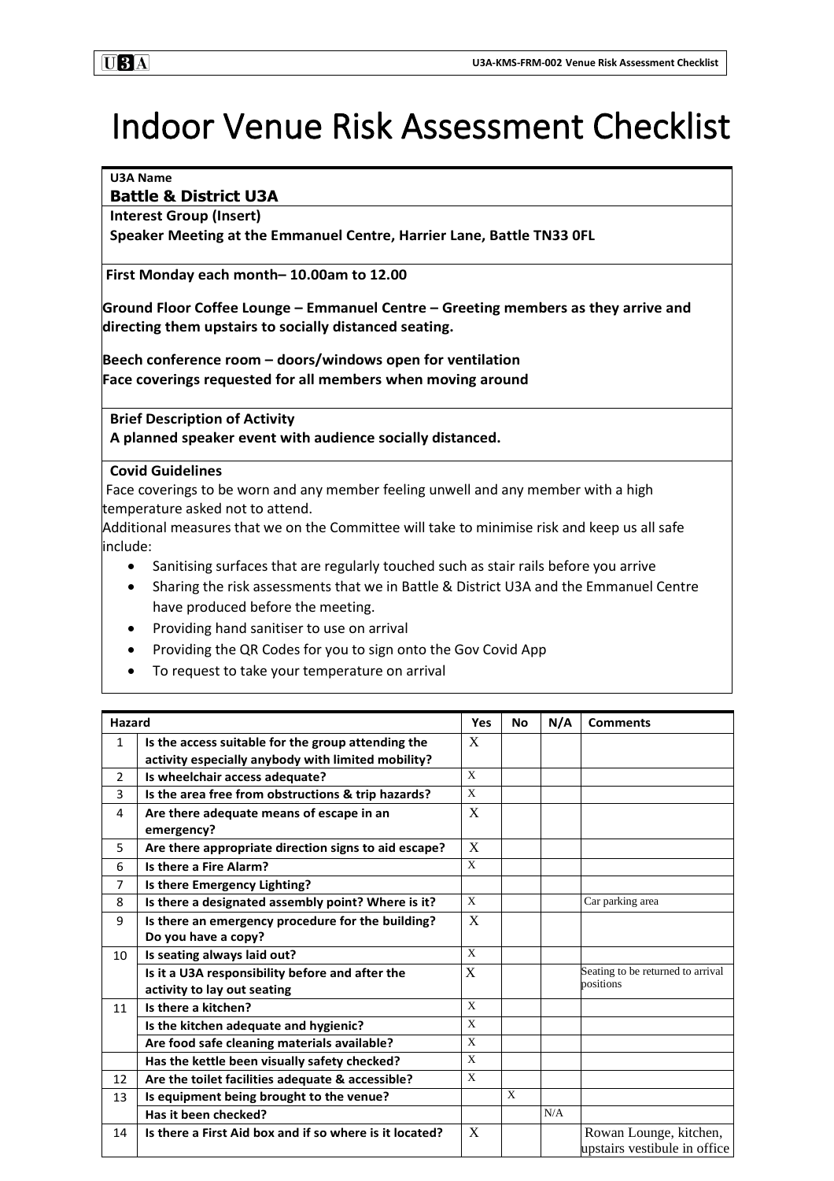# Indoor Venue Risk Assessment Checklist

**U3A Name**

**Battle & District U3A**

**Interest Group (Insert)**

**Speaker Meeting at the Emmanuel Centre, Harrier Lane, Battle TN33 0FL**

**First Monday each month– 10.00am to 12.00**

**Ground Floor Coffee Lounge – Emmanuel Centre – Greeting members as they arrive and directing them upstairs to socially distanced seating.**

**Beech conference room – doors/windows open for ventilation**
**Face coverings requested for all members when moving around**

**Brief Description of Activity**

**A planned speaker event with audience socially distanced.**

**Covid Guidelines**

Face coverings to be worn and any member feeling unwell and any member with a high temperature asked not to attend.
Additional measures that we on the Committee will take to minimise risk and keep us all safe include:

- Sanitising surfaces that are regularly touched such as stair rails before you arrive
- Sharing the risk assessments that we in Battle & District U3A and the Emmanuel Centre have produced before the meeting.
- Providing hand sanitiser to use on arrival
- Providing the QR Codes for you to sign onto the Gov Covid App
- To request to take your temperature on arrival

| Hazard | | Yes | No | N/A | Comments |
|---|---|---|---|---|---|
| 1 | **Is the access suitable for the group attending the activity especially anybody with limited mobility?** | X | | | |
| 2 | **Is wheelchair access adequate?** | X | | | |
| 3 | **Is the area free from obstructions & trip hazards?** | X | | | |
| 4 | **Are there adequate means of escape in an emergency?** | X | | | |
| 5 | **Are there appropriate direction signs to aid escape?** | X | | | |
| 6 | **Is there a Fire Alarm?** | X | | | |
| 7 | **Is there Emergency Lighting?** | | | | |
| 8 | **Is there a designated assembly point? Where is it?** | X | | | Car parking area |
| 9 | **Is there an emergency procedure for the building? Do you have a copy?** | X | | | |
| 10 | **Is seating always laid out?** | X | | | |
| | **Is it a U3A responsibility before and after the activity to lay out seating** | X | | | Seating to be returned to arrival positions |
| 11 | **Is there a kitchen?** | X | | | |
| | **Is the kitchen adequate and hygienic?** | X | | | |
| | **Are food safe cleaning materials available?** | X | | | |
| | **Has the kettle been visually safety checked?** | X | | | |
| 12 | **Are the toilet facilities adequate & accessible?** | X | | | |
| 13 | **Is equipment being brought to the venue?** | | X | | |
| | **Has it been checked?** | | | N/A | |
| 14 | **Is there a First Aid box and if so where is it located?** | X | | | Rowan Lounge, kitchen, upstairs vestibule in office |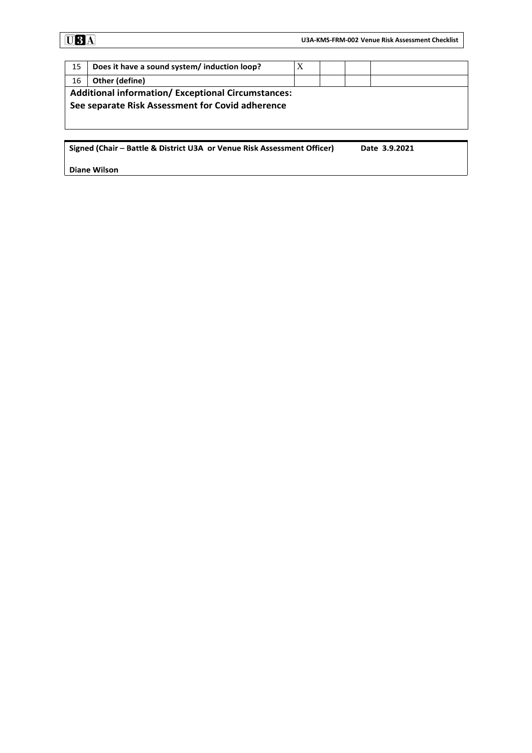| | | | | | |
|---|---|---|---|---|---|
| 15 | **Does it have a sound system/ induction loop?** | X | | | |
| 16 | **Other (define)** | | | | |

**Additional information/ Exceptional Circumstances:**
**See separate Risk Assessment for Covid adherence**

**Signed (Chair – Battle & District U3A or Venue Risk Assessment Officer)** **Date 3.9.2021**

**Diane Wilson**